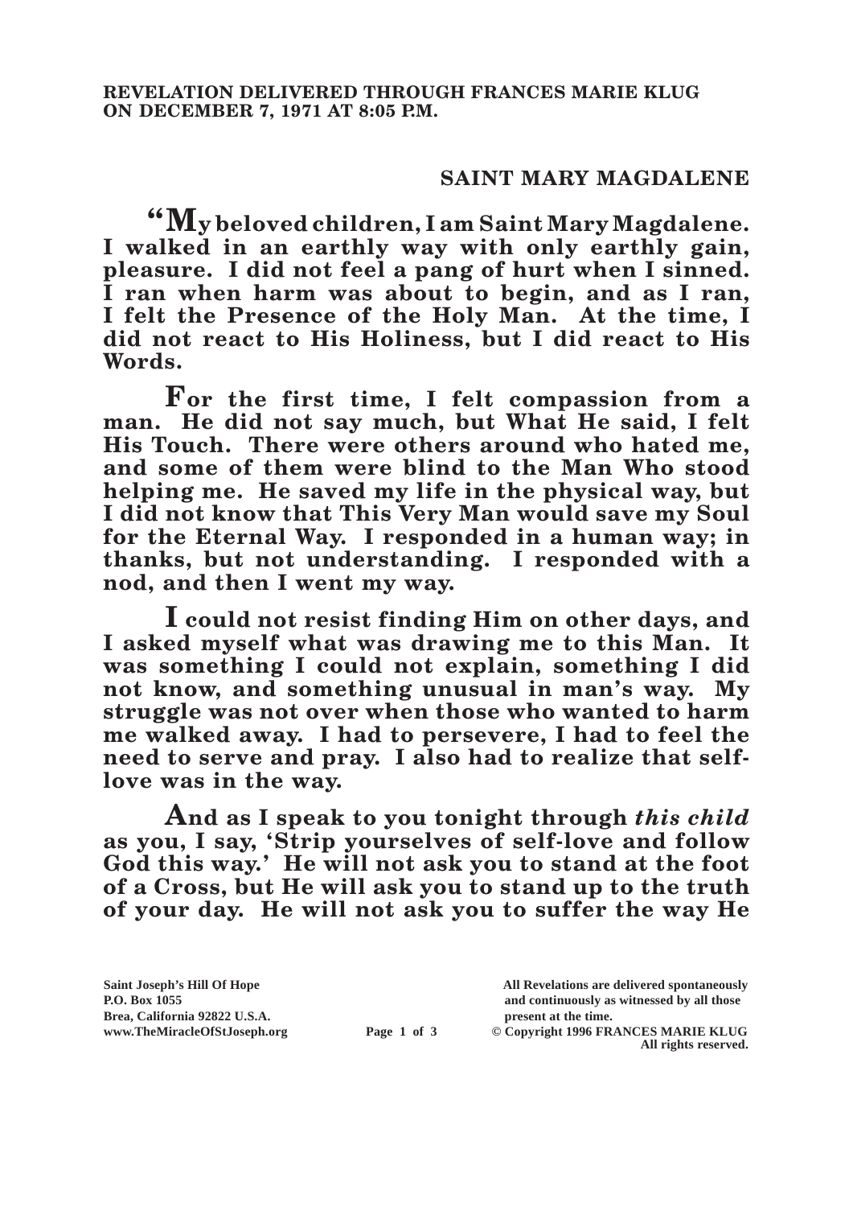**REVELATION DELIVERED THROUGH FRANCES MARIE KLUG ON DECEMBER 7, 1971 AT 8:05 P.M.**

## SAINT MARY MAGDALENE

**"My beloved children, I am Saint Mary Magdalene. I walked in an earthly way with only earthly gain, pleasure. I did not feel a pang of hurt when I sinned. I ran when harm was about to begin, and as I ran, I felt the Presence of the Holy Man. At the time, I did not react to His Holiness, but I did react to His Words.**

**For the first time, I felt compassion from a man. He did not say much, but What He said, I felt His Touch. There were others around who hated me, and some of them were blind to the Man Who stood helping me. He saved my life in the physical way, but I did not know that This Very Man would save my Soul for the Eternal Way. I responded in a human way; in thanks, but not understanding. I responded with a nod, and then I went my way.**

**I could not resist finding Him on other days, and I asked myself what was drawing me to this Man. It was something I could not explain, something I did not know, and something unusual in man's way. My struggle was not over when those who wanted to harm me walked away. I had to persevere, I had to feel the need to serve and pray. I also had to realize that self-love was in the way.**

**And as I speak to you tonight through *this child* as you, I say, 'Strip yourselves of self-love and follow God this way.' He will not ask you to stand at the foot of a Cross, but He will ask you to stand up to the truth of your day. He will not ask you to suffer the way He**

**Saint Joseph's Hill Of Hope**
**P.O. Box 1055**
**Brea, California 92822 U.S.A.**
**www.TheMiracleOfStJoseph.org**

**All Revelations are delivered spontaneously and continuously as witnessed by all those present at the time.**
**© Copyright 1996 FRANCES MARIE KLUG**
**All rights reserved.**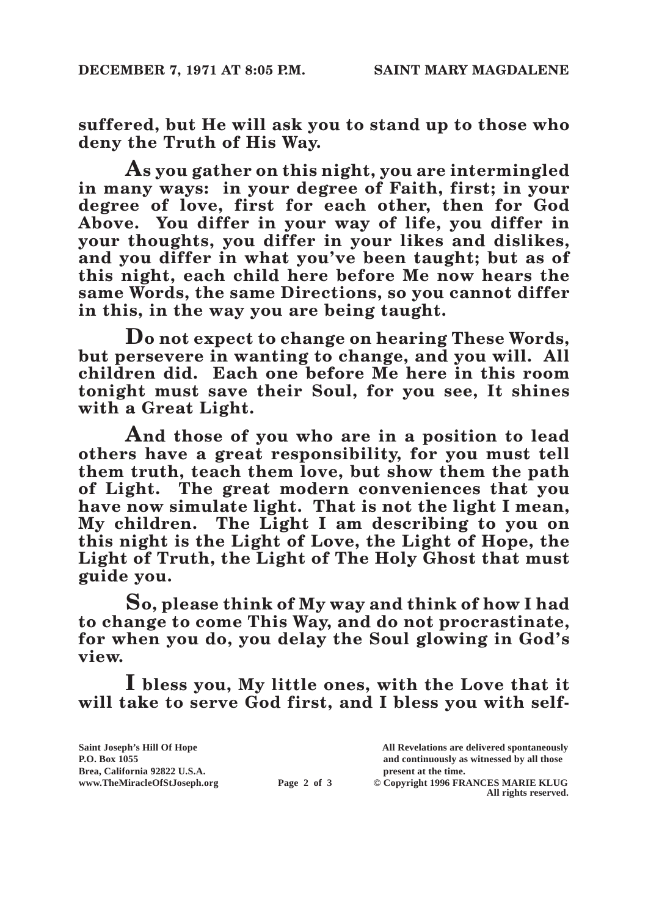**suffered, but He will ask you to stand up to those who deny the Truth of His Way.**

**As you gather on this night, you are intermingled in many ways: in your degree of Faith, first; in your degree of love, first for each other, then for God Above. You differ in your way of life, you differ in your thoughts, you differ in your likes and dislikes, and you differ in what you've been taught; but as of this night, each child here before Me now hears the same Words, the same Directions, so you cannot differ in this, in the way you are being taught.**

**Do not expect to change on hearing These Words, but persevere in wanting to change, and you will. All children did. Each one before Me here in this room tonight must save their Soul, for you see, It shines with a Great Light.**

**And those of you who are in a position to lead others have a great responsibility, for you must tell them truth, teach them love, but show them the path of Light. The great modern conveniences that you have now simulate light. That is not the light I mean, My children. The Light I am describing to you on this night is the Light of Love, the Light of Hope, the Light of Truth, the Light of The Holy Ghost that must guide you.**

**So, please think of My way and think of how I had to change to come This Way, and do not procrastinate, for when you do, you delay the Soul glowing in God's view.**

**I bless you, My little ones, with the Love that it will take to serve God first, and I bless you with self-**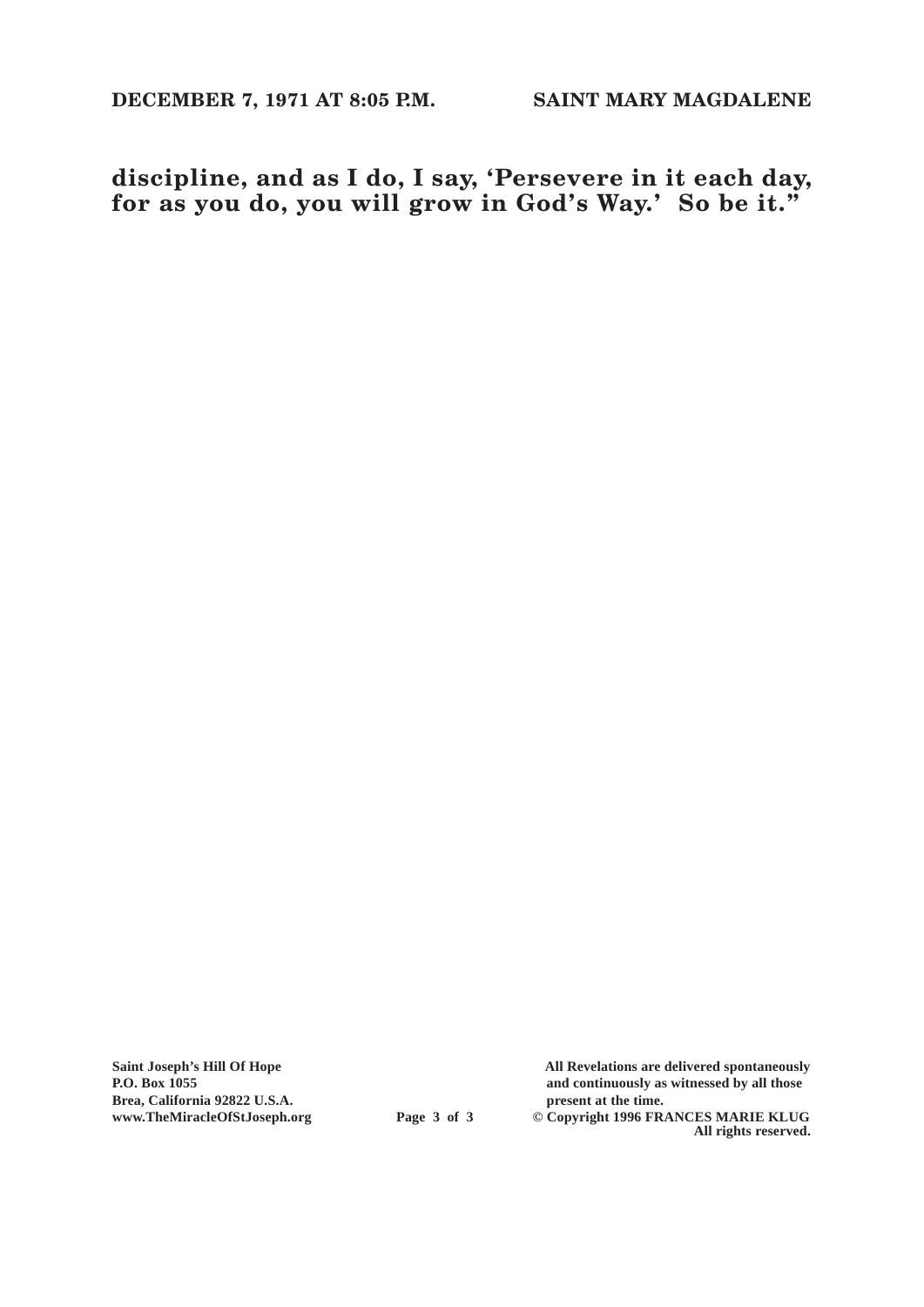**discipline, and as I do, I say, 'Persevere in it each day, for as you do, you will grow in God's Way.'  So be it."**